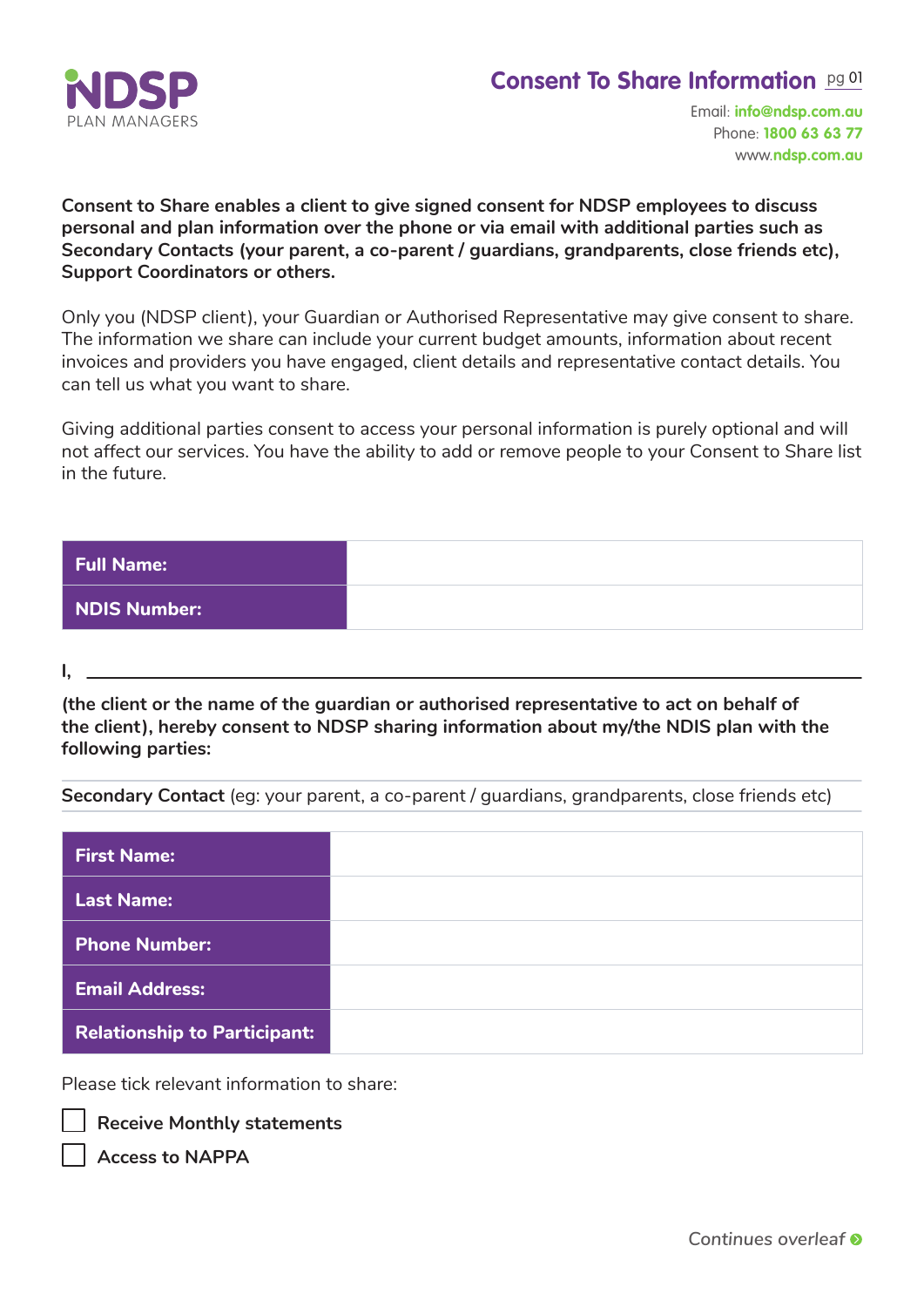NDSP
PLAN MANAGERS

# Consent To Share Information

Email: info@ndsp.com.au
Phone: 1800 63 63 77
www.ndsp.com.au

**Consent to Share enables a client to give signed consent for NDSP employees to discuss personal and plan information over the phone or via email with additional parties such as Secondary Contacts (your parent, a co-parent / guardians, grandparents, close friends etc), Support Coordinators or others.**

Only you (NDSP client), your Guardian or Authorised Representative may give consent to share. The information we share can include your current budget amounts, information about recent invoices and providers you have engaged, client details and representative contact details. You can tell us what you want to share.

Giving additional parties consent to access your personal information is purely optional and will not affect our services. You have the ability to add or remove people to your Consent to Share list in the future.

| **Full Name:** | |
|---|---|
| **NDIS Number:** | |

**I,** ______________________________________________

**(the client or the name of the guardian or authorised representative to act on behalf of the client), hereby consent to NDSP sharing information about my/the NDIS plan with the following parties:**

**Secondary Contact** (eg: your parent, a co-parent / guardians, grandparents, close friends etc)

| **First Name:** | |
|---|---|
| **Last Name:** | |
| **Phone Number:** | |
| **Email Address:** | |
| **Relationship to Participant:** | |

Please tick relevant information to share:

- [ ] **Receive Monthly statements**
- [ ] **Access to NAPPA**

*Continues overleaf*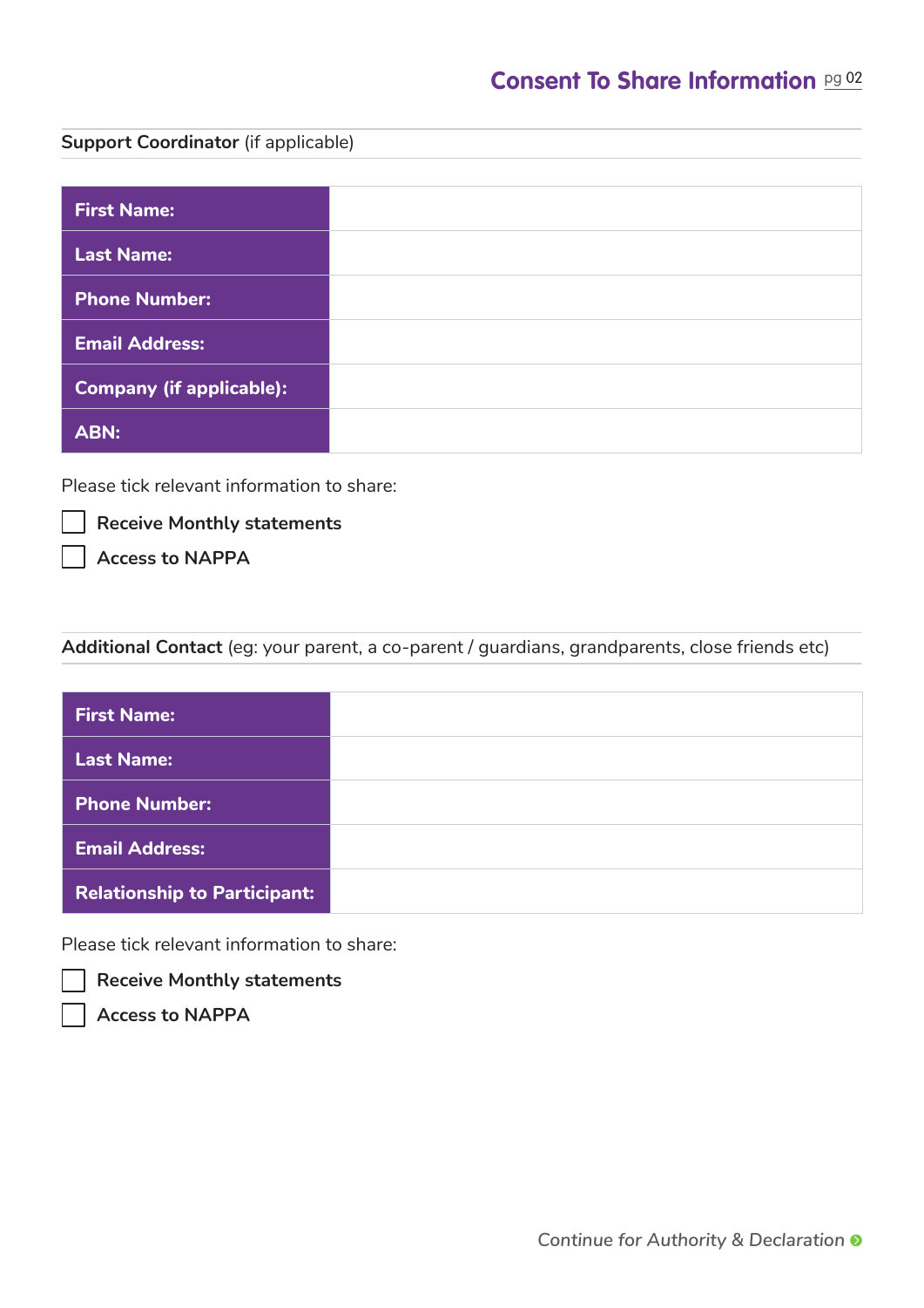# Consent To Share Information

**Support Coordinator** (if applicable)

| | |
|---|---|
| **First Name:** | |
| **Last Name:** | |
| **Phone Number:** | |
| **Email Address:** | |
| **Company (if applicable):** | |
| **ABN:** | |

Please tick relevant information to share:

- [ ] Receive Monthly statements
- [ ] Access to NAPPA

**Additional Contact** (eg: your parent, a co-parent / guardians, grandparents, close friends etc)

| | |
|---|---|
| **First Name:** | |
| **Last Name:** | |
| **Phone Number:** | |
| **Email Address:** | |
| **Relationship to Participant:** | |

Please tick relevant information to share:

- [ ] Receive Monthly statements
- [ ] Access to NAPPA

*Continue for Authority & Declaration*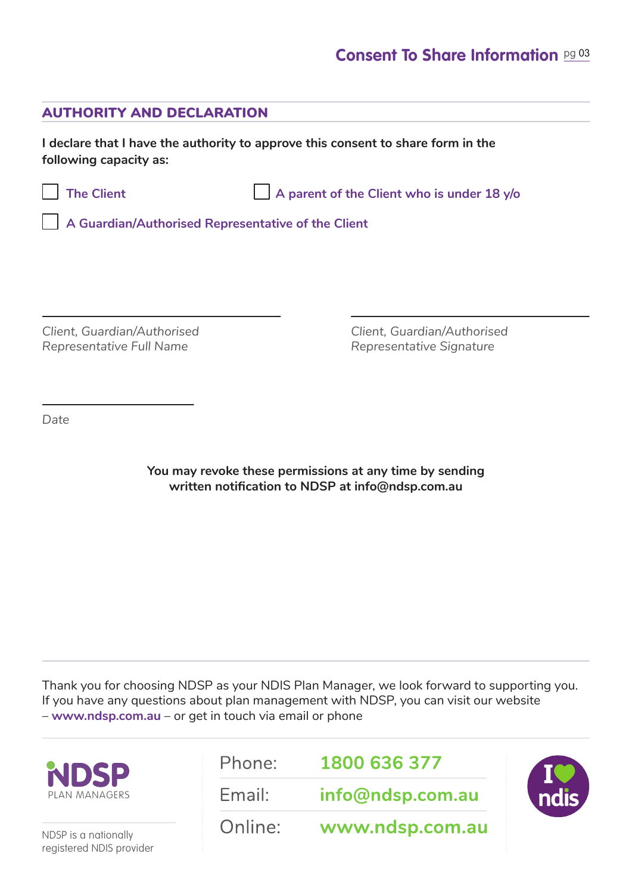## AUTHORITY AND DECLARATION

**I declare that I have the authority to approve this consent to share form in the following capacity as:**

☐ The Client ☐ A parent of the Client who is under 18 y/o

☐ A Guardian/Authorised Representative of the Client

_______________________________ _______________________________

*Client, Guardian/Authorised Representative Full Name* *Client, Guardian/Authorised Representative Signature*

_____________________

Date

**You may revoke these permissions at any time by sending written notification to NDSP at info@ndsp.com.au**

Thank you for choosing NDSP as your NDIS Plan Manager, we look forward to supporting you. If you have any questions about plan management with NDSP, you can visit our website – **www.ndsp.com.au** – or get in touch via email or phone

NDSP PLAN MANAGERS

NDSP is a nationally registered NDIS provider

| | |
|---|---|
| Phone: | **1800 636 377** |
| Email: | **info@ndsp.com.au** |
| Online: | **www.ndsp.com.au** |

I ♥ ndis